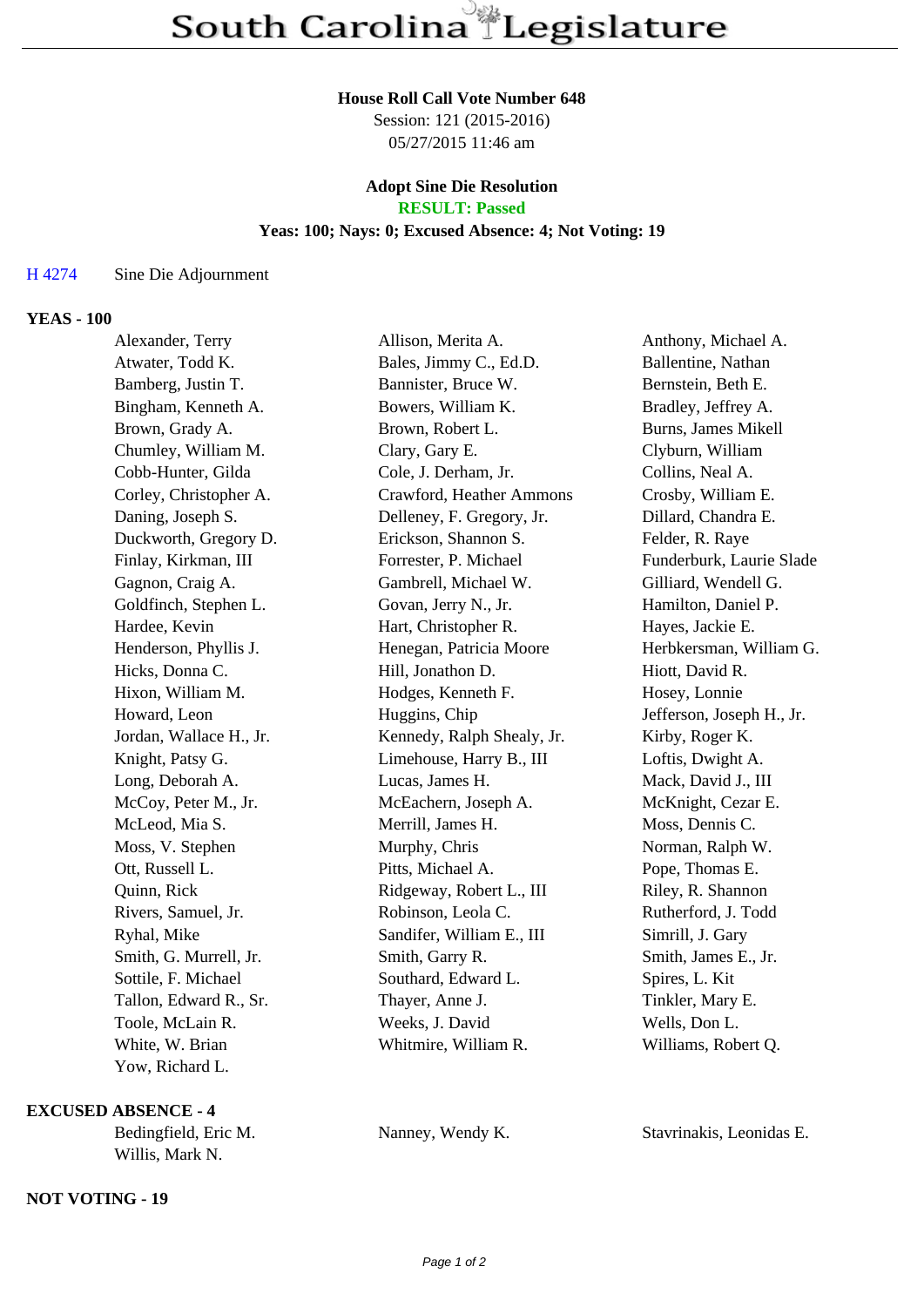# South Carolina Legislature

**House Roll Call Vote Number 648**
Session: 121 (2015-2016)
05/27/2015 11:46 am

**Adopt Sine Die Resolution**
**RESULT: Passed**
**Yeas: 100; Nays: 0; Excused Absence: 4; Not Voting: 19**

H 4274 Sine Die Adjournment

**YEAS - 100**

| | | |
|---|---|---|
| Alexander, Terry | Allison, Merita A. | Anthony, Michael A. |
| Atwater, Todd K. | Bales, Jimmy C., Ed.D. | Ballentine, Nathan |
| Bamberg, Justin T. | Bannister, Bruce W. | Bernstein, Beth E. |
| Bingham, Kenneth A. | Bowers, William K. | Bradley, Jeffrey A. |
| Brown, Grady A. | Brown, Robert L. | Burns, James Mikell |
| Chumley, William M. | Clary, Gary E. | Clyburn, William |
| Cobb-Hunter, Gilda | Cole, J. Derham, Jr. | Collins, Neal A. |
| Corley, Christopher A. | Crawford, Heather Ammons | Crosby, William E. |
| Daning, Joseph S. | Delleney, F. Gregory, Jr. | Dillard, Chandra E. |
| Duckworth, Gregory D. | Erickson, Shannon S. | Felder, R. Raye |
| Finlay, Kirkman, III | Forrester, P. Michael | Funderburk, Laurie Slade |
| Gagnon, Craig A. | Gambrell, Michael W. | Gilliard, Wendell G. |
| Goldfinch, Stephen L. | Govan, Jerry N., Jr. | Hamilton, Daniel P. |
| Hardee, Kevin | Hart, Christopher R. | Hayes, Jackie E. |
| Henderson, Phyllis J. | Henegan, Patricia Moore | Herbkersman, William G. |
| Hicks, Donna C. | Hill, Jonathon D. | Hiott, David R. |
| Hixon, William M. | Hodges, Kenneth F. | Hosey, Lonnie |
| Howard, Leon | Huggins, Chip | Jefferson, Joseph H., Jr. |
| Jordan, Wallace H., Jr. | Kennedy, Ralph Shealy, Jr. | Kirby, Roger K. |
| Knight, Patsy G. | Limehouse, Harry B., III | Loftis, Dwight A. |
| Long, Deborah A. | Lucas, James H. | Mack, David J., III |
| McCoy, Peter M., Jr. | McEachern, Joseph A. | McKnight, Cezar E. |
| McLeod, Mia S. | Merrill, James H. | Moss, Dennis C. |
| Moss, V. Stephen | Murphy, Chris | Norman, Ralph W. |
| Ott, Russell L. | Pitts, Michael A. | Pope, Thomas E. |
| Quinn, Rick | Ridgeway, Robert L., III | Riley, R. Shannon |
| Rivers, Samuel, Jr. | Robinson, Leola C. | Rutherford, J. Todd |
| Ryhal, Mike | Sandifer, William E., III | Simrill, J. Gary |
| Smith, G. Murrell, Jr. | Smith, Garry R. | Smith, James E., Jr. |
| Sottile, F. Michael | Southard, Edward L. | Spires, L. Kit |
| Tallon, Edward R., Sr. | Thayer, Anne J. | Tinkler, Mary E. |
| Toole, McLain R. | Weeks, J. David | Wells, Don L. |
| White, W. Brian | Whitmire, William R. | Williams, Robert Q. |
| Yow, Richard L. | | |

**EXCUSED ABSENCE - 4**

| | | |
|---|---|---|
| Bedingfield, Eric M. | Nanney, Wendy K. | Stavrinakis, Leonidas E. |
| Willis, Mark N. | | |

**NOT VOTING - 19**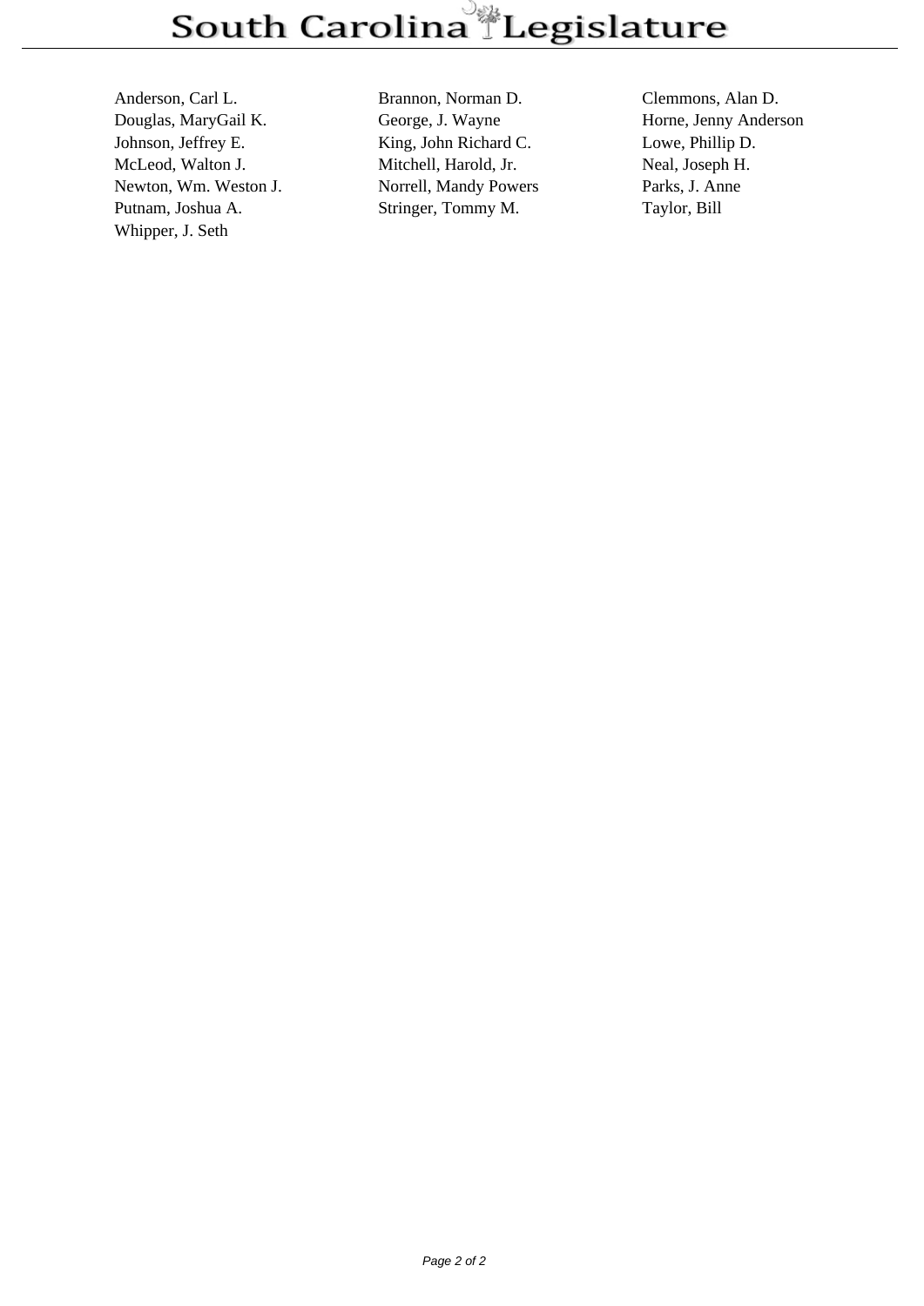Anderson, Carl L.
Brannon, Norman D.
Clemmons, Alan D.
Douglas, MaryGail K.
George, J. Wayne
Horne, Jenny Anderson
Johnson, Jeffrey E.
King, John Richard C.
Lowe, Phillip D.
McLeod, Walton J.
Mitchell, Harold, Jr.
Neal, Joseph H.
Newton, Wm. Weston J.
Norrell, Mandy Powers
Parks, J. Anne
Putnam, Joshua A.
Stringer, Tommy M.
Taylor, Bill
Whipper, J. Seth